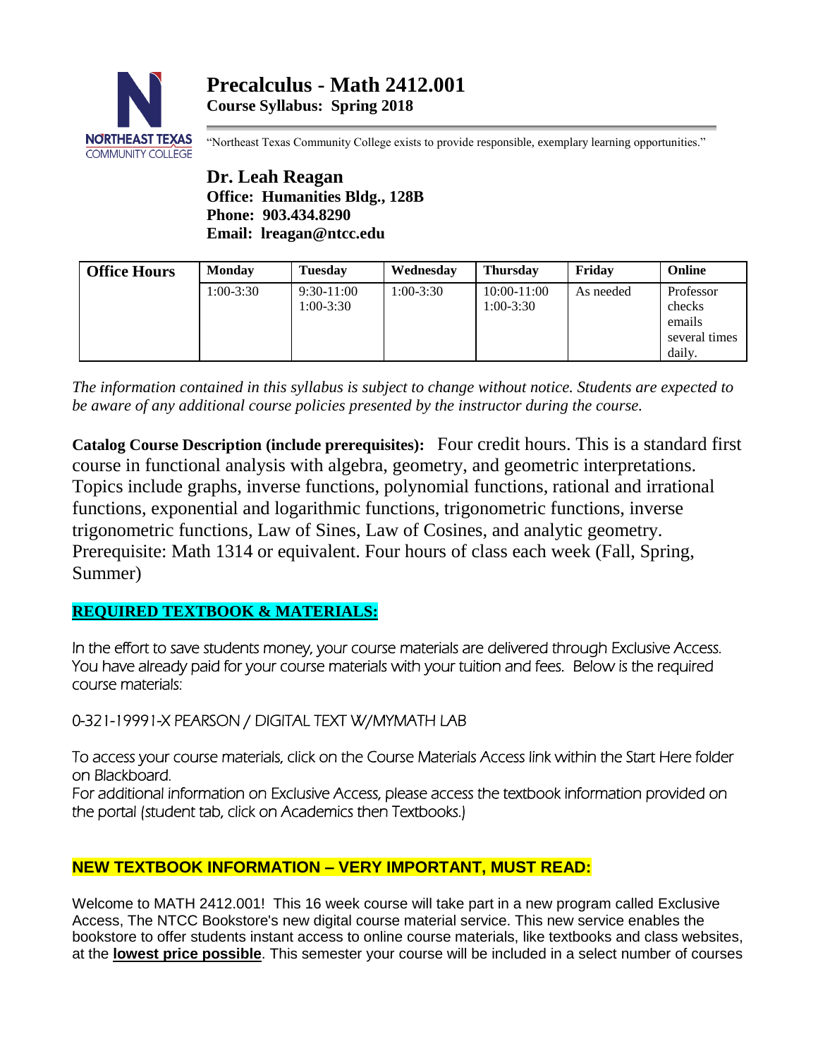# Precalculus - Math 2412.001

**Course Syllabus: Spring 2018**

"Northeast Texas Community College exists to provide responsible, exemplary learning opportunities."

## Dr. Leah Reagan

**Office: Humanities Bldg., 128B**
**Phone: 903.434.8290**
**Email: lreagan@ntcc.edu**

| Office Hours | Monday | Tuesday | Wednesday | Thursday | Friday | Online |
|---|---|---|---|---|---|---|
| | 1:00-3:30 | 9:30-11:00<br>1:00-3:30 | 1:00-3:30 | 10:00-11:00<br>1:00-3:30 | As needed | Professor checks emails several times daily. |

*The information contained in this syllabus is subject to change without notice. Students are expected to be aware of any additional course policies presented by the instructor during the course.*

**Catalog Course Description (include prerequisites):** Four credit hours. This is a standard first course in functional analysis with algebra, geometry, and geometric interpretations. Topics include graphs, inverse functions, polynomial functions, rational and irrational functions, exponential and logarithmic functions, trigonometric functions, inverse trigonometric functions, Law of Sines, Law of Cosines, and analytic geometry. Prerequisite: Math 1314 or equivalent. Four hours of class each week (Fall, Spring, Summer)

**REQUIRED TEXTBOOK & MATERIALS:**

In the effort to save students money, your course materials are delivered through Exclusive Access. You have already paid for your course materials with your tuition and fees. Below is the required course materials:

0-321-19991-X PEARSON / DIGITAL TEXT W/MYMATH LAB

To access your course materials, click on the Course Materials Access link within the Start Here folder on Blackboard.
For additional information on Exclusive Access, please access the textbook information provided on the portal (student tab, click on Academics then Textbooks.)

**NEW TEXTBOOK INFORMATION – VERY IMPORTANT, MUST READ:**

Welcome to MATH 2412.001! This 16 week course will take part in a new program called Exclusive Access, The NTCC Bookstore's new digital course material service. This new service enables the bookstore to offer students instant access to online course materials, like textbooks and class websites, at the **lowest price possible**. This semester your course will be included in a select number of courses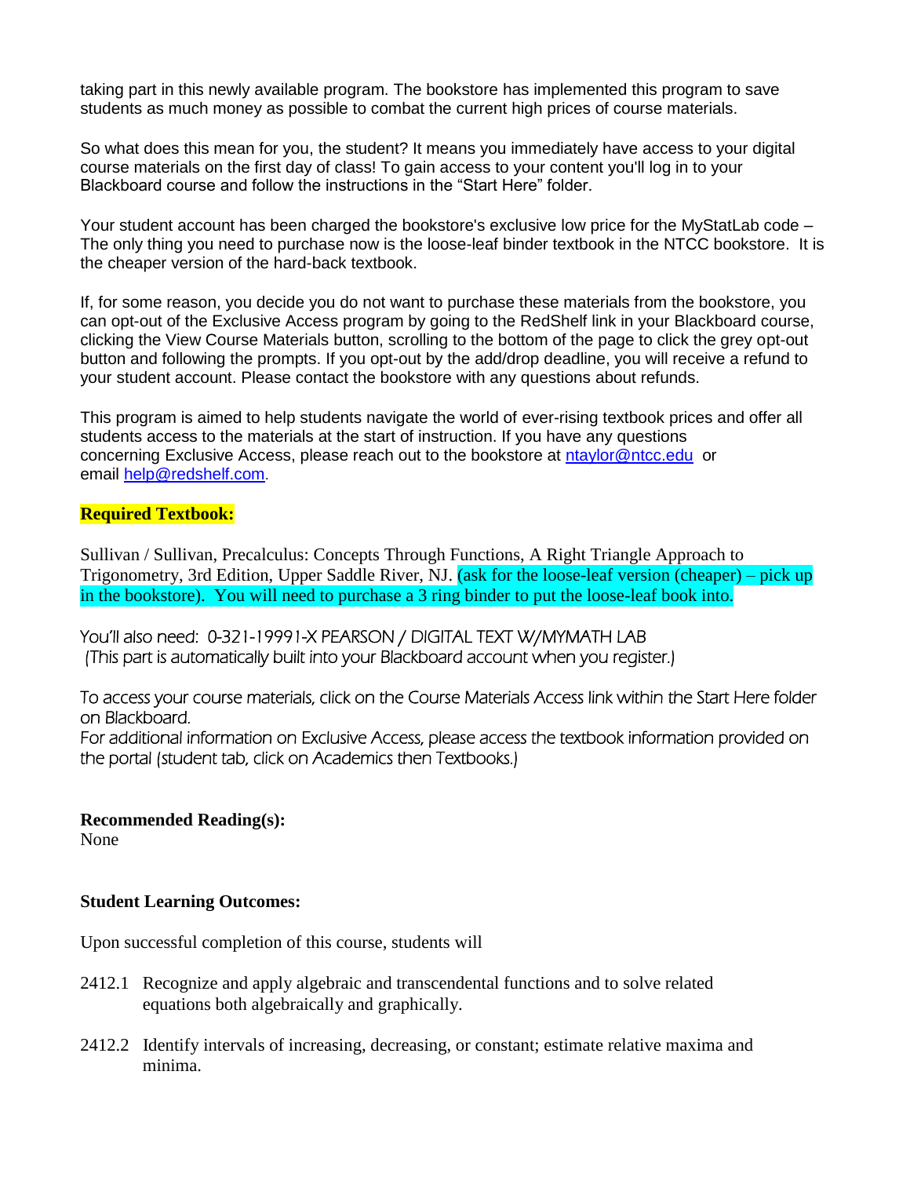taking part in this newly available program. The bookstore has implemented this program to save students as much money as possible to combat the current high prices of course materials.

So what does this mean for you, the student? It means you immediately have access to your digital course materials on the first day of class! To gain access to your content you'll log in to your Blackboard course and follow the instructions in the “Start Here” folder.

Your student account has been charged the bookstore's exclusive low price for the MyStatLab code – The only thing you need to purchase now is the loose-leaf binder textbook in the NTCC bookstore. It is the cheaper version of the hard-back textbook.

If, for some reason, you decide you do not want to purchase these materials from the bookstore, you can opt-out of the Exclusive Access program by going to the RedShelf link in your Blackboard course, clicking the View Course Materials button, scrolling to the bottom of the page to click the grey opt-out button and following the prompts. If you opt-out by the add/drop deadline, you will receive a refund to your student account. Please contact the bookstore with any questions about refunds.

This program is aimed to help students navigate the world of ever-rising textbook prices and offer all students access to the materials at the start of instruction. If you have any questions concerning Exclusive Access, please reach out to the bookstore at [ntaylor@ntcc.edu](mailto:ntaylor@ntcc.edu) or email [help@redshelf.com](mailto:help@redshelf.com).

**Required Textbook:**

Sullivan / Sullivan, Precalculus: Concepts Through Functions, A Right Triangle Approach to Trigonometry, 3rd Edition, Upper Saddle River, NJ. (ask for the loose-leaf version (cheaper) – pick up in the bookstore). You will need to purchase a 3 ring binder to put the loose-leaf book into.

You'll also need: 0-321-19991-X PEARSON / DIGITAL TEXT W/MYMATH LAB
(This part is automatically built into your Blackboard account when you register.)

To access your course materials, click on the Course Materials Access link within the Start Here folder on Blackboard.
For additional information on Exclusive Access, please access the textbook information provided on the portal (student tab, click on Academics then Textbooks.)

**Recommended Reading(s):**
None

**Student Learning Outcomes:**

Upon successful completion of this course, students will

2412.1 Recognize and apply algebraic and transcendental functions and to solve related equations both algebraically and graphically.

2412.2 Identify intervals of increasing, decreasing, or constant; estimate relative maxima and minima.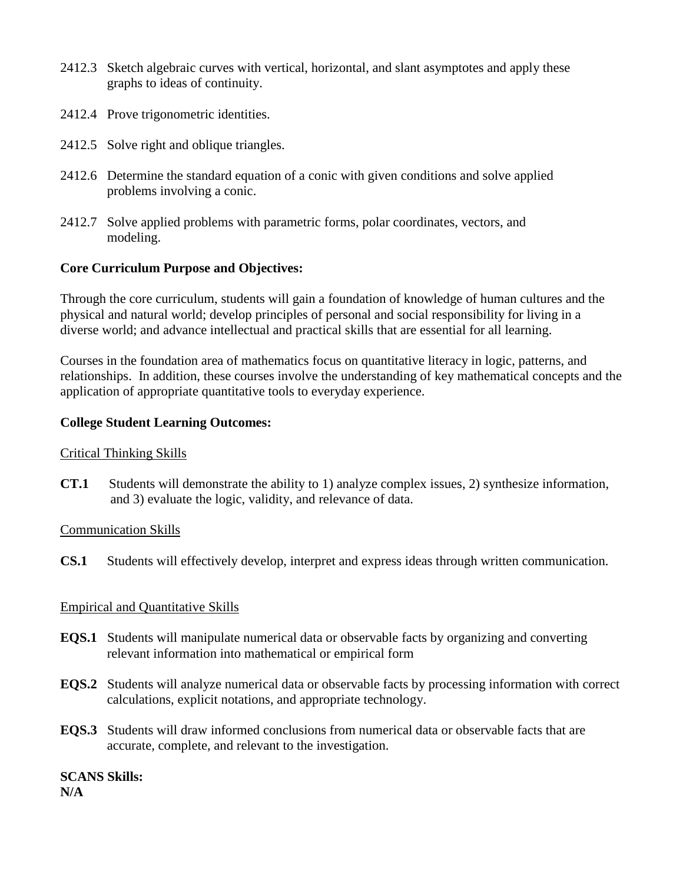2412.3 Sketch algebraic curves with vertical, horizontal, and slant asymptotes and apply these graphs to ideas of continuity.

2412.4 Prove trigonometric identities.

2412.5 Solve right and oblique triangles.

2412.6 Determine the standard equation of a conic with given conditions and solve applied problems involving a conic.

2412.7 Solve applied problems with parametric forms, polar coordinates, vectors, and modeling.

**Core Curriculum Purpose and Objectives:**

Through the core curriculum, students will gain a foundation of knowledge of human cultures and the physical and natural world; develop principles of personal and social responsibility for living in a diverse world; and advance intellectual and practical skills that are essential for all learning.

Courses in the foundation area of mathematics focus on quantitative literacy in logic, patterns, and relationships. In addition, these courses involve the understanding of key mathematical concepts and the application of appropriate quantitative tools to everyday experience.

**College Student Learning Outcomes:**

Critical Thinking Skills

**CT.1** Students will demonstrate the ability to 1) analyze complex issues, 2) synthesize information, and 3) evaluate the logic, validity, and relevance of data.

Communication Skills

**CS.1** Students will effectively develop, interpret and express ideas through written communication.

Empirical and Quantitative Skills

**EQS.1** Students will manipulate numerical data or observable facts by organizing and converting relevant information into mathematical or empirical form

**EQS.2** Students will analyze numerical data or observable facts by processing information with correct calculations, explicit notations, and appropriate technology.

**EQS.3** Students will draw informed conclusions from numerical data or observable facts that are accurate, complete, and relevant to the investigation.

**SCANS Skills:**
**N/A**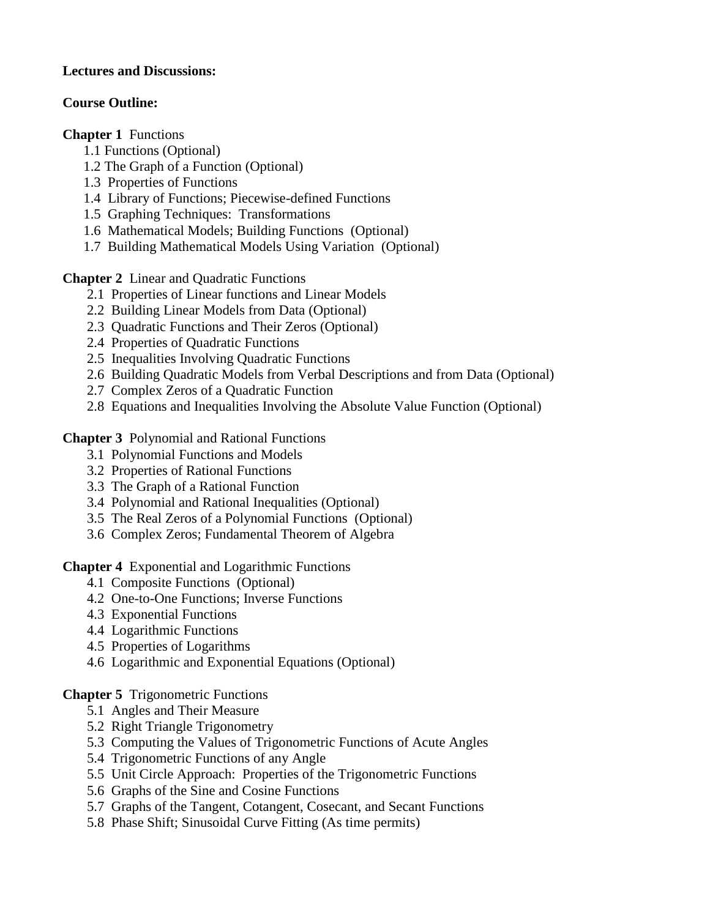**Lectures and Discussions:**

**Course Outline:**

**Chapter 1** Functions

- 1.1 Functions (Optional)
- 1.2 The Graph of a Function (Optional)
- 1.3 Properties of Functions
- 1.4 Library of Functions; Piecewise-defined Functions
- 1.5 Graphing Techniques: Transformations
- 1.6 Mathematical Models; Building Functions (Optional)
- 1.7 Building Mathematical Models Using Variation (Optional)

**Chapter 2** Linear and Quadratic Functions

- 2.1 Properties of Linear functions and Linear Models
- 2.2 Building Linear Models from Data (Optional)
- 2.3 Quadratic Functions and Their Zeros (Optional)
- 2.4 Properties of Quadratic Functions
- 2.5 Inequalities Involving Quadratic Functions
- 2.6 Building Quadratic Models from Verbal Descriptions and from Data (Optional)
- 2.7 Complex Zeros of a Quadratic Function
- 2.8 Equations and Inequalities Involving the Absolute Value Function (Optional)

**Chapter 3** Polynomial and Rational Functions

- 3.1 Polynomial Functions and Models
- 3.2 Properties of Rational Functions
- 3.3 The Graph of a Rational Function
- 3.4 Polynomial and Rational Inequalities (Optional)
- 3.5 The Real Zeros of a Polynomial Functions (Optional)
- 3.6 Complex Zeros; Fundamental Theorem of Algebra

**Chapter 4** Exponential and Logarithmic Functions

- 4.1 Composite Functions (Optional)
- 4.2 One-to-One Functions; Inverse Functions
- 4.3 Exponential Functions
- 4.4 Logarithmic Functions
- 4.5 Properties of Logarithms
- 4.6 Logarithmic and Exponential Equations (Optional)

**Chapter 5** Trigonometric Functions

- 5.1 Angles and Their Measure
- 5.2 Right Triangle Trigonometry
- 5.3 Computing the Values of Trigonometric Functions of Acute Angles
- 5.4 Trigonometric Functions of any Angle
- 5.5 Unit Circle Approach: Properties of the Trigonometric Functions
- 5.6 Graphs of the Sine and Cosine Functions
- 5.7 Graphs of the Tangent, Cotangent, Cosecant, and Secant Functions
- 5.8 Phase Shift; Sinusoidal Curve Fitting (As time permits)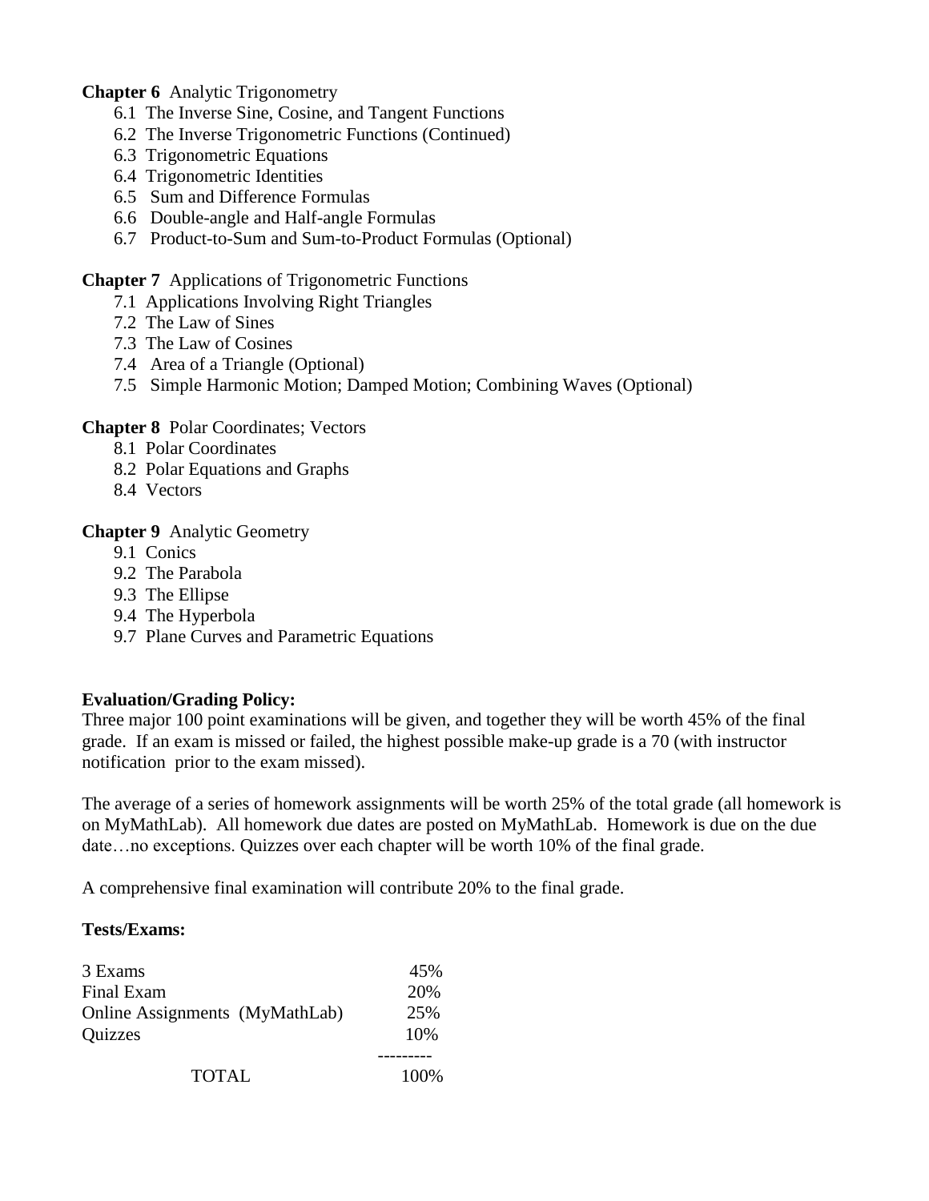**Chapter 6** Analytic Trigonometry

- 6.1 The Inverse Sine, Cosine, and Tangent Functions
- 6.2 The Inverse Trigonometric Functions (Continued)
- 6.3 Trigonometric Equations
- 6.4 Trigonometric Identities
- 6.5 Sum and Difference Formulas
- 6.6 Double-angle and Half-angle Formulas
- 6.7 Product-to-Sum and Sum-to-Product Formulas (Optional)

**Chapter 7** Applications of Trigonometric Functions

- 7.1 Applications Involving Right Triangles
- 7.2 The Law of Sines
- 7.3 The Law of Cosines
- 7.4 Area of a Triangle (Optional)
- 7.5 Simple Harmonic Motion; Damped Motion; Combining Waves (Optional)

**Chapter 8** Polar Coordinates; Vectors

- 8.1 Polar Coordinates
- 8.2 Polar Equations and Graphs
- 8.4 Vectors

**Chapter 9** Analytic Geometry

- 9.1 Conics
- 9.2 The Parabola
- 9.3 The Ellipse
- 9.4 The Hyperbola
- 9.7 Plane Curves and Parametric Equations

**Evaluation/Grading Policy:**

Three major 100 point examinations will be given, and together they will be worth 45% of the final grade. If an exam is missed or failed, the highest possible make-up grade is a 70 (with instructor notification prior to the exam missed).

The average of a series of homework assignments will be worth 25% of the total grade (all homework is on MyMathLab). All homework due dates are posted on MyMathLab. Homework is due on the due date…no exceptions. Quizzes over each chapter will be worth 10% of the final grade.

A comprehensive final examination will contribute 20% to the final grade.

**Tests/Exams:**

| | |
|---|---|
| 3 Exams | 45% |
| Final Exam | 20% |
| Online Assignments (MyMathLab) | 25% |
| Quizzes | 10% |
| TOTAL | 100% |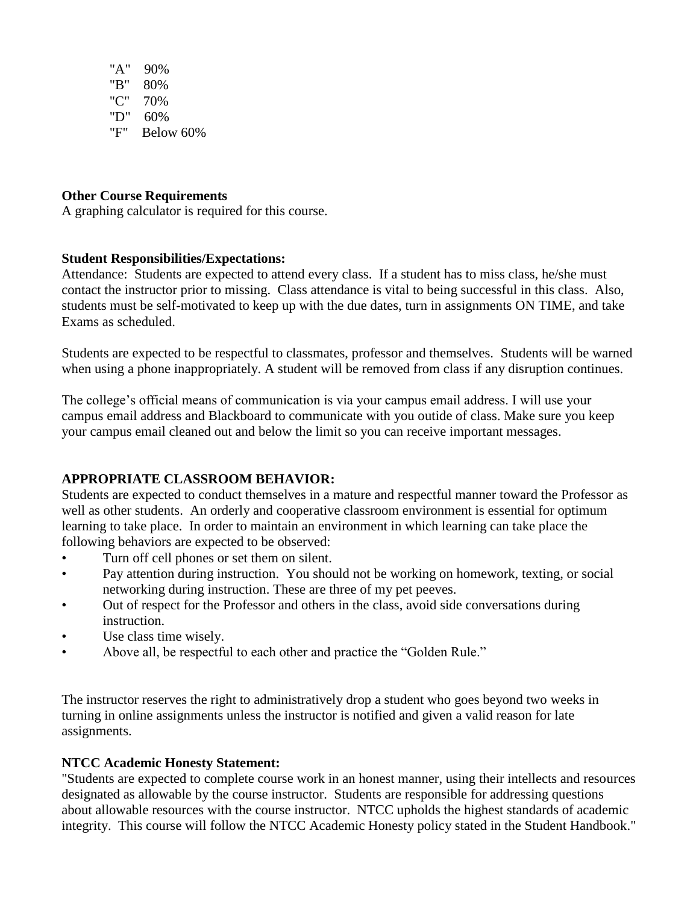"A" 90%
"B" 80%
"C" 70%
"D" 60%
"F" Below 60%

**Other Course Requirements**
A graphing calculator is required for this course.

**Student Responsibilities/Expectations:**
Attendance: Students are expected to attend every class. If a student has to miss class, he/she must contact the instructor prior to missing. Class attendance is vital to being successful in this class. Also, students must be self-motivated to keep up with the due dates, turn in assignments ON TIME, and take Exams as scheduled.

Students are expected to be respectful to classmates, professor and themselves. Students will be warned when using a phone inappropriately. A student will be removed from class if any disruption continues.

The college's official means of communication is via your campus email address. I will use your campus email address and Blackboard to communicate with you outside of class. Make sure you keep your campus email cleaned out and below the limit so you can receive important messages.

**APPROPRIATE CLASSROOM BEHAVIOR:**
Students are expected to conduct themselves in a mature and respectful manner toward the Professor as well as other students. An orderly and cooperative classroom environment is essential for optimum learning to take place. In order to maintain an environment in which learning can take place the following behaviors are expected to be observed:

- Turn off cell phones or set them on silent.
- Pay attention during instruction. You should not be working on homework, texting, or social networking during instruction. These are three of my pet peeves.
- Out of respect for the Professor and others in the class, avoid side conversations during instruction.
- Use class time wisely.
- Above all, be respectful to each other and practice the "Golden Rule."

The instructor reserves the right to administratively drop a student who goes beyond two weeks in turning in online assignments unless the instructor is notified and given a valid reason for late assignments.

**NTCC Academic Honesty Statement:**
"Students are expected to complete course work in an honest manner, using their intellects and resources designated as allowable by the course instructor. Students are responsible for addressing questions about allowable resources with the course instructor. NTCC upholds the highest standards of academic integrity. This course will follow the NTCC Academic Honesty policy stated in the Student Handbook."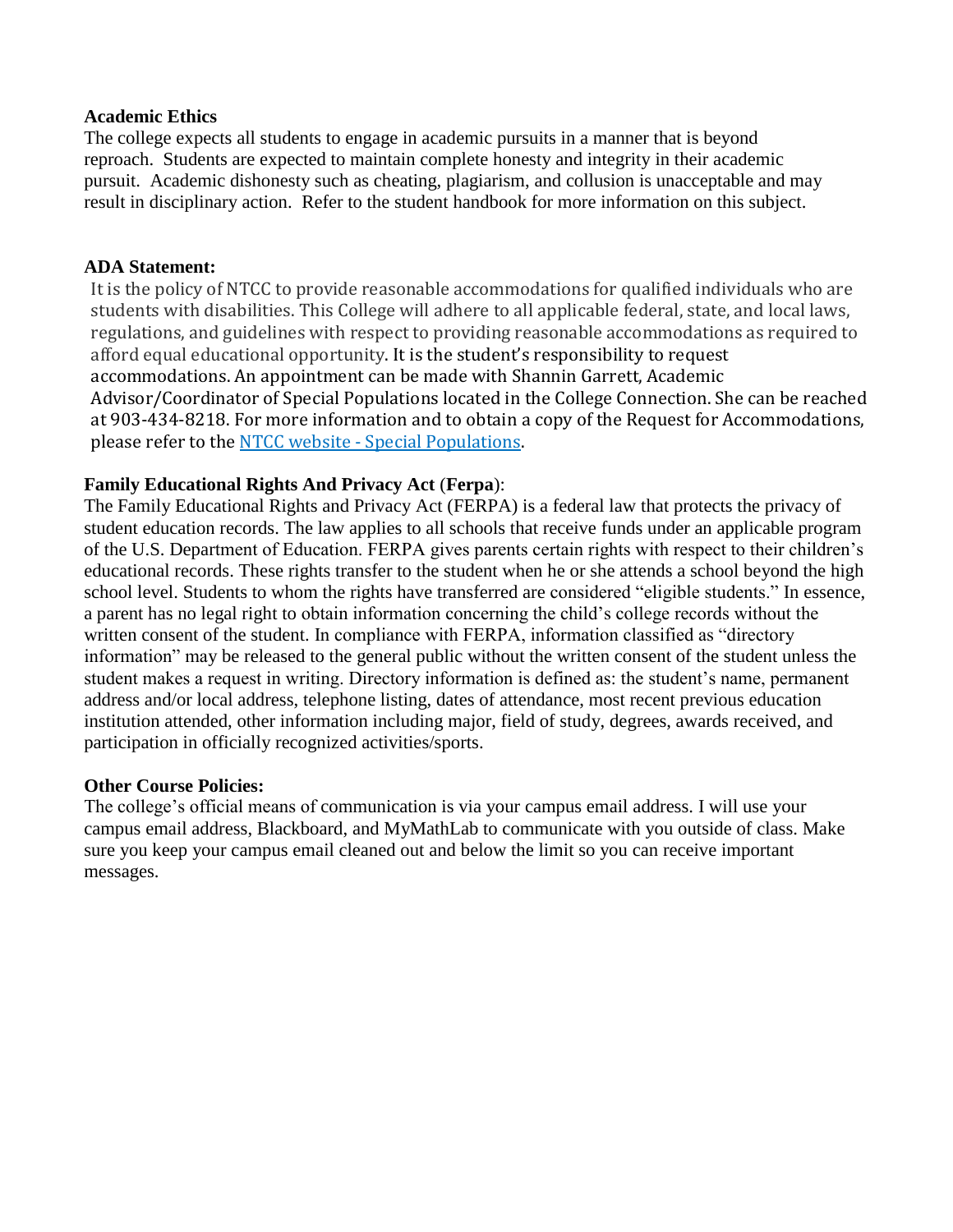**Academic Ethics**

The college expects all students to engage in academic pursuits in a manner that is beyond reproach. Students are expected to maintain complete honesty and integrity in their academic pursuit. Academic dishonesty such as cheating, plagiarism, and collusion is unacceptable and may result in disciplinary action. Refer to the student handbook for more information on this subject.

**ADA Statement:**

It is the policy of NTCC to provide reasonable accommodations for qualified individuals who are students with disabilities. This College will adhere to all applicable federal, state, and local laws, regulations, and guidelines with respect to providing reasonable accommodations as required to afford equal educational opportunity. It is the student's responsibility to request accommodations. An appointment can be made with Shannin Garrett, Academic Advisor/Coordinator of Special Populations located in the College Connection. She can be reached at 903-434-8218. For more information and to obtain a copy of the Request for Accommodations, please refer to the NTCC website - Special Populations.

**Family Educational Rights And Privacy Act** (**Ferpa**):

The Family Educational Rights and Privacy Act (FERPA) is a federal law that protects the privacy of student education records. The law applies to all schools that receive funds under an applicable program of the U.S. Department of Education. FERPA gives parents certain rights with respect to their children's educational records. These rights transfer to the student when he or she attends a school beyond the high school level. Students to whom the rights have transferred are considered "eligible students." In essence, a parent has no legal right to obtain information concerning the child's college records without the written consent of the student. In compliance with FERPA, information classified as "directory information" may be released to the general public without the written consent of the student unless the student makes a request in writing. Directory information is defined as: the student's name, permanent address and/or local address, telephone listing, dates of attendance, most recent previous education institution attended, other information including major, field of study, degrees, awards received, and participation in officially recognized activities/sports.

**Other Course Policies:**

The college's official means of communication is via your campus email address. I will use your campus email address, Blackboard, and MyMathLab to communicate with you outside of class. Make sure you keep your campus email cleaned out and below the limit so you can receive important messages.